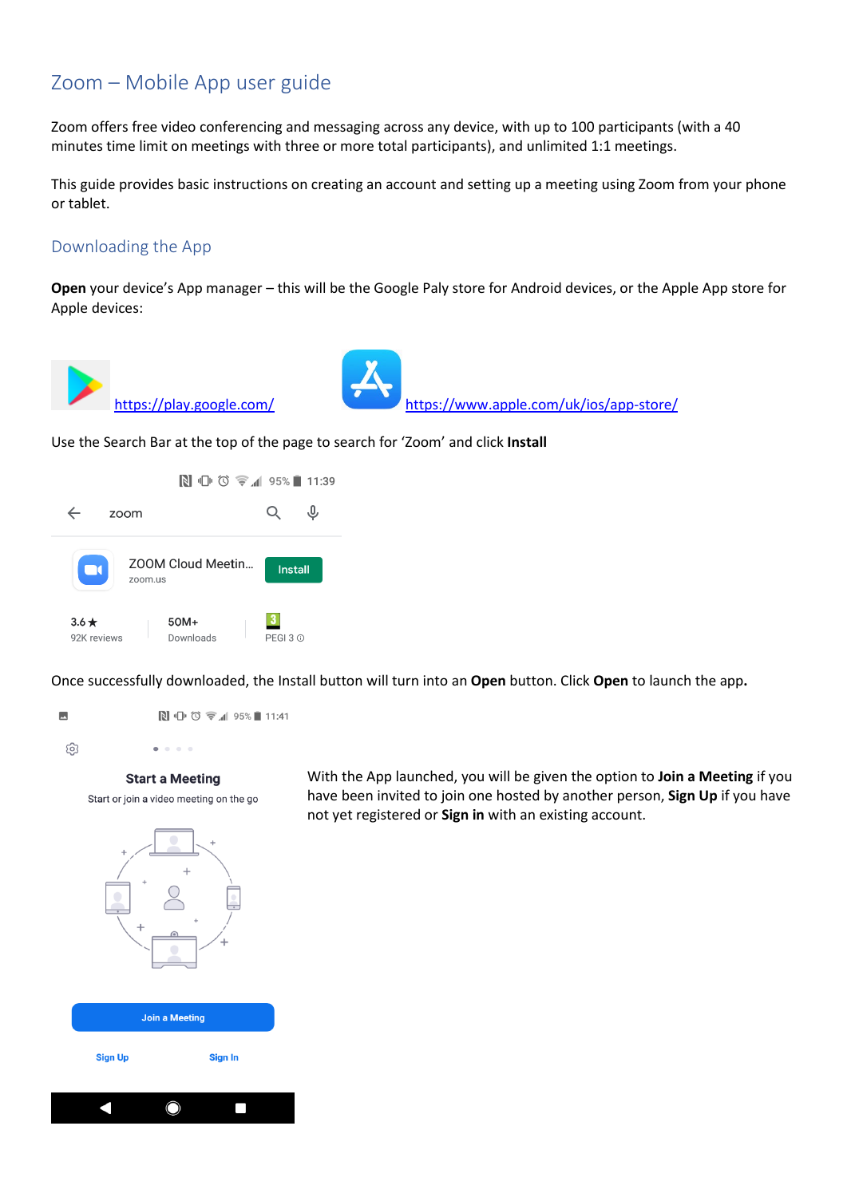# Zoom – Mobile App user guide

Zoom offers free video conferencing and messaging across any device, with up to 100 participants (with a 40 minutes time limit on meetings with three or more total participants), and unlimited 1:1 meetings.

This guide provides basic instructions on creating an account and setting up a meeting using Zoom from your phone or tablet.

## Downloading the App

**Open** your device's App manager – this will be the Google Paly store for Android devices, or the Apple App store for Apple devices:

https://play.google.com/ https://www.apple.com/uk/ios/app-store/

Use the Search Bar at the top of the page to search for 'Zoom' and click **Install**

Once successfully downloaded, the Install button will turn into an **Open** button. Click **Open** to launch the app.

With the App launched, you will be given the option to **Join a Meeting** if you have been invited to join one hosted by another person, **Sign Up** if you have not yet registered or **Sign in** with an existing account.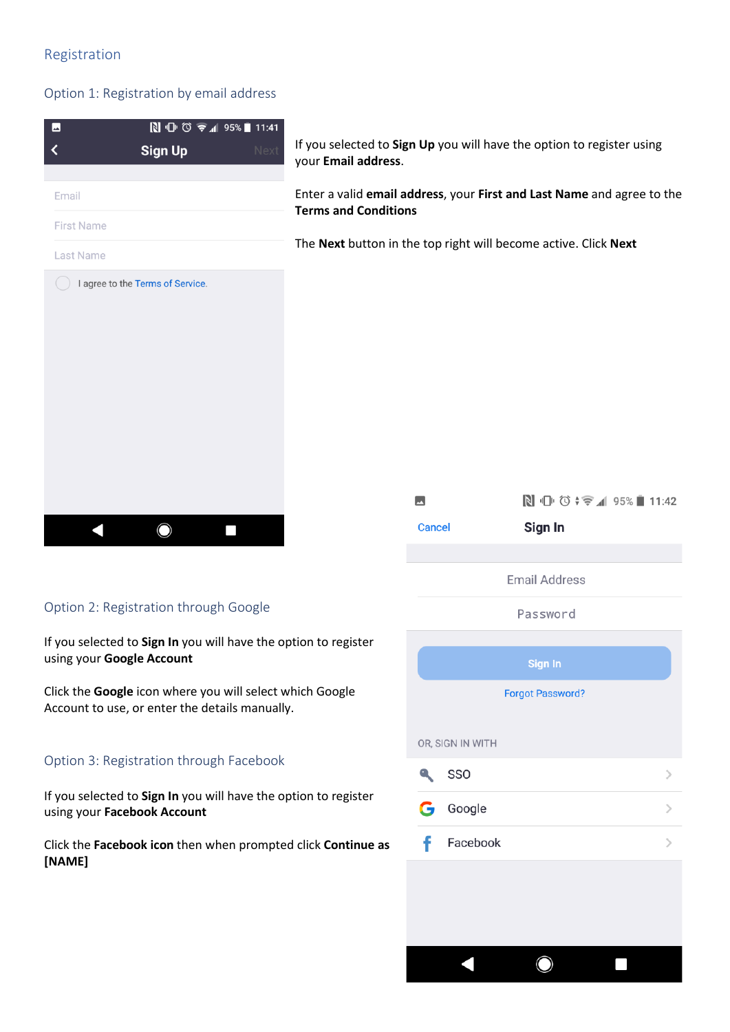## Registration

### Option 1: Registration by email address

If you selected to **Sign Up** you will have the option to register using your **Email address**.

Enter a valid **email address**, your **First and Last Name** and agree to the **Terms and Conditions**

The **Next** button in the top right will become active. Click **Next**

### Option 2: Registration through Google

If you selected to **Sign In** you will have the option to register using your **Google Account**

Click the **Google** icon where you will select which Google Account to use, or enter the details manually.

### Option 3: Registration through Facebook

If you selected to **Sign In** you will have the option to register using your **Facebook Account**

Click the **Facebook icon** then when prompted click **Continue as [NAME]**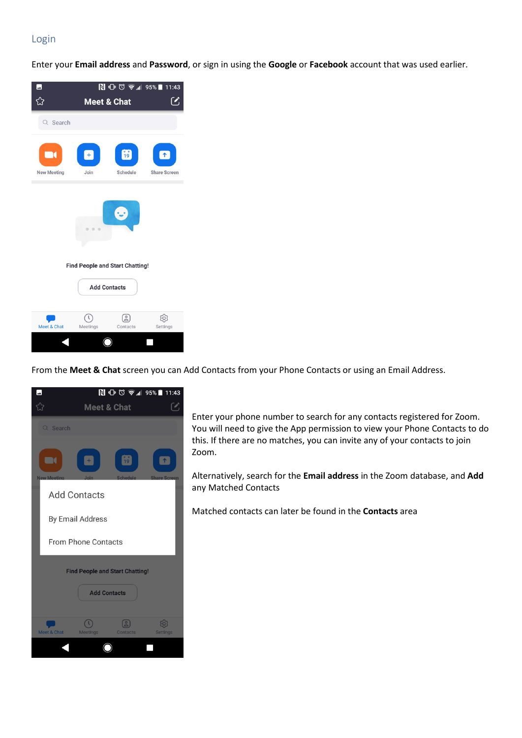## Login

Enter your **Email address** and **Password**, or sign in using the **Google** or **Facebook** account that was used earlier.

From the **Meet & Chat** screen you can Add Contacts from your Phone Contacts or using an Email Address.

Enter your phone number to search for any contacts registered for Zoom. You will need to give the App permission to view your Phone Contacts to do this. If there are no matches, you can invite any of your contacts to join Zoom.

Alternatively, search for the **Email address** in the Zoom database, and **Add** any Matched Contacts

Matched contacts can later be found in the **Contacts** area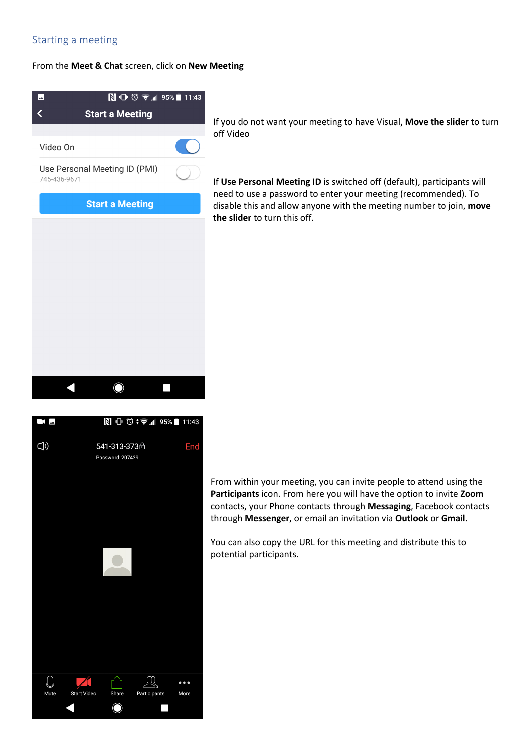## Starting a meeting

From the **Meet & Chat** screen, click on **New Meeting**

If you do not want your meeting to have Visual, **Move the slider** to turn off Video

If **Use Personal Meeting ID** is switched off (default), participants will need to use a password to enter your meeting (recommended). To disable this and allow anyone with the meeting number to join, **move the slider** to turn this off.

From within your meeting, you can invite people to attend using the **Participants** icon. From here you will have the option to invite **Zoom** contacts, your Phone contacts through **Messaging**, Facebook contacts through **Messenger**, or email an invitation via **Outlook** or **Gmail.**

You can also copy the URL for this meeting and distribute this to potential participants.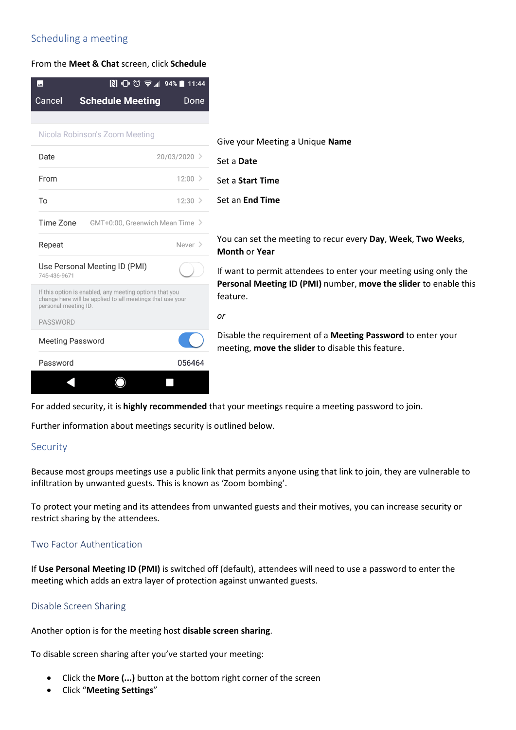## Scheduling a meeting

From the **Meet & Chat** screen, click **Schedule**

Give your Meeting a Unique **Name**

Set a **Date**

Set a **Start Time**

Set an **End Time**

You can set the meeting to recur every **Day**, **Week**, **Two Weeks**, **Month** or **Year**

If want to permit attendees to enter your meeting using only the **Personal Meeting ID (PMI)** number, **move the slider** to enable this feature.

*or*

Disable the requirement of a **Meeting Password** to enter your meeting, **move the slider** to disable this feature.

For added security, it is **highly recommended** that your meetings require a meeting password to join.

Further information about meetings security is outlined below.

## Security

Because most groups meetings use a public link that permits anyone using that link to join, they are vulnerable to infiltration by unwanted guests. This is known as 'Zoom bombing'.

To protect your meting and its attendees from unwanted guests and their motives, you can increase security or restrict sharing by the attendees.

### Two Factor Authentication

If **Use Personal Meeting ID (PMI)** is switched off (default), attendees will need to use a password to enter the meeting which adds an extra layer of protection against unwanted guests.

### Disable Screen Sharing

Another option is for the meeting host **disable screen sharing**.

To disable screen sharing after you've started your meeting:

- Click the **More (...)** button at the bottom right corner of the screen
- Click "**Meeting Settings**"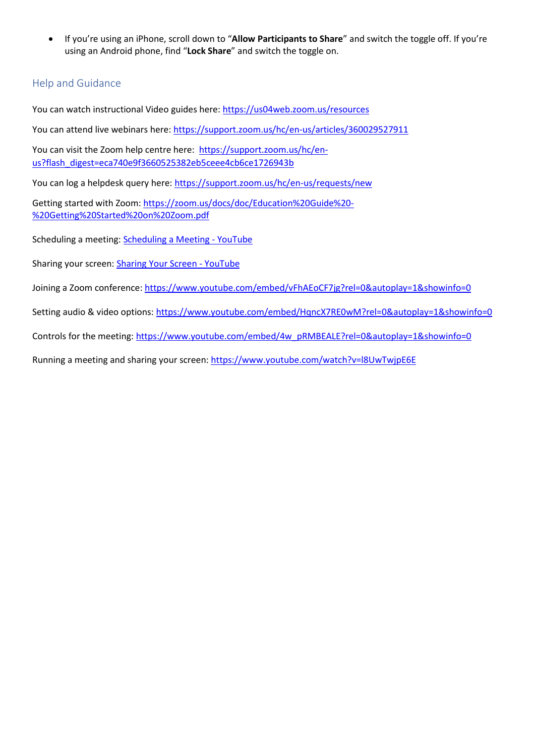- If you're using an iPhone, scroll down to "**Allow Participants to Share**" and switch the toggle off. If you're using an Android phone, find "**Lock Share**" and switch the toggle on.

## Help and Guidance

You can watch instructional Video guides here: https://us04web.zoom.us/resources

You can attend live webinars here: https://support.zoom.us/hc/en-us/articles/360029527911

You can visit the Zoom help centre here: https://support.zoom.us/hc/en-us?flash_digest=eca740e9f3660525382eb5ceee4cb6ce1726943b

You can log a helpdesk query here: https://support.zoom.us/hc/en-us/requests/new

Getting started with Zoom: https://zoom.us/docs/doc/Education%20Guide%20-%20Getting%20Started%20on%20Zoom.pdf

Scheduling a meeting: Scheduling a Meeting - YouTube

Sharing your screen: Sharing Your Screen - YouTube

Joining a Zoom conference: https://www.youtube.com/embed/vFhAEoCF7jg?rel=0&autoplay=1&showinfo=0

Setting audio & video options: https://www.youtube.com/embed/HqncX7RE0wM?rel=0&autoplay=1&showinfo=0

Controls for the meeting: https://www.youtube.com/embed/4w_pRMBEALE?rel=0&autoplay=1&showinfo=0

Running a meeting and sharing your screen: https://www.youtube.com/watch?v=l8UwTwjpE6E